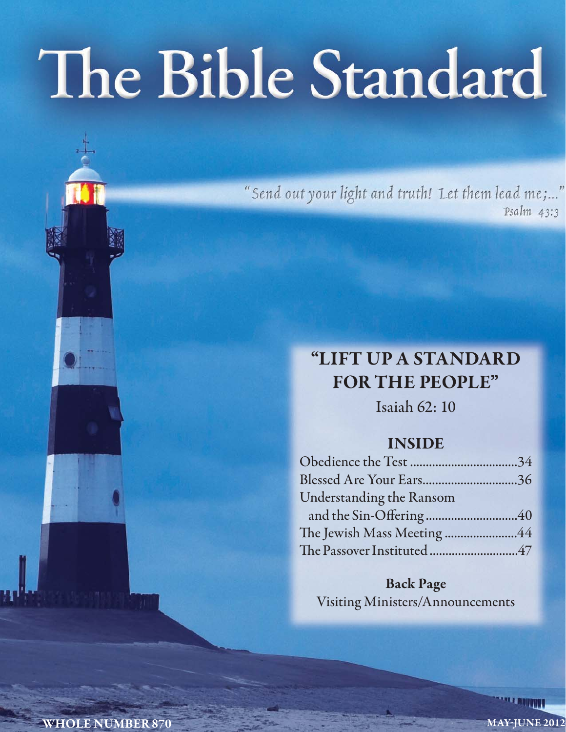# The Bible Standard

"Send out your light and truth! Let them lead me;..."
Psalm 43:3

## "LIFT UP A STANDARD FOR THE PEOPLE"

Isaiah 62: 10

### INSIDE

Obedience the Test ....................................34
Blessed Are Your Ears................................36
Understanding the Ransom
and the Sin-Offering ...............................40
The Jewish Mass Meeting .........................44
The Passover Instituted .............................47

**Back Page**
Visiting Ministers/Announcements

WHOLE NUMBER 870

MAY-JUNE 2012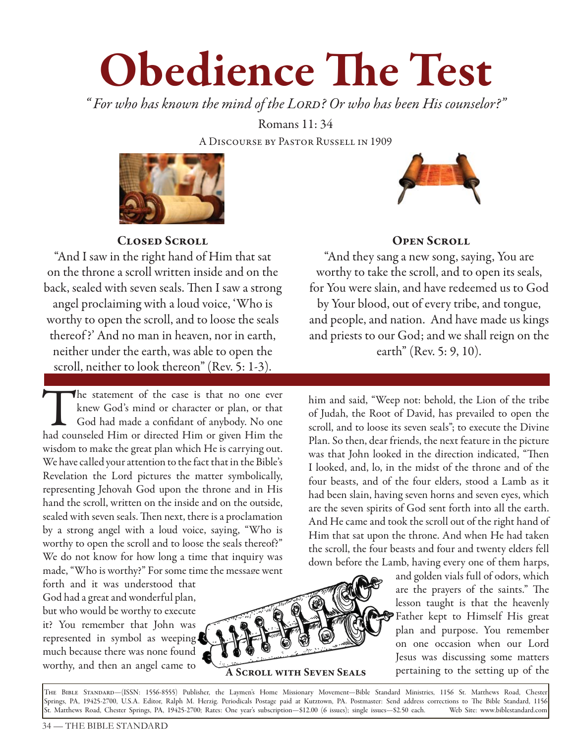# Obedience The Test

*"For who has known the mind of the LORD? Or who has been His counselor?"*

Romans 11: 34

A Discourse by Pastor Russell in 1909

**Closed Scroll**

"And I saw in the right hand of Him that sat on the throne a scroll written inside and on the back, sealed with seven seals. Then I saw a strong angel proclaiming with a loud voice, 'Who is worthy to open the scroll, and to loose the seals thereof?' And no man in heaven, nor in earth, neither under the earth, was able to open the scroll, neither to look thereon" (Rev. 5: 1-3).

**Open Scroll**

"And they sang a new song, saying, You are worthy to take the scroll, and to open its seals, for You were slain, and have redeemed us to God by Your blood, out of every tribe, and tongue, and people, and nation. And have made us kings and priests to our God; and we shall reign on the earth" (Rev. 5: 9, 10).

The statement of the case is that no one ever knew God's mind or character or plan, or that God had made a confidant of anybody. No one had counseled Him or directed Him or given Him the wisdom to make the great plan which He is carrying out. We have called your attention to the fact that in the Bible's Revelation the Lord pictures the matter symbolically, representing Jehovah God upon the throne and in His hand the scroll, written on the inside and on the outside, sealed with seven seals. Then next, there is a proclamation by a strong angel with a loud voice, saying, "Who is worthy to open the scroll and to loose the seals thereof?" We do not know for how long a time that inquiry was made, "Who is worthy?" For some time the message went forth and it was understood that God had a great and wonderful plan, but who would be worthy to execute it? You remember that John was represented in symbol as weeping much because there was none found worthy, and then an angel came to him and said, "Weep not: behold, the Lion of the tribe of Judah, the Root of David, has prevailed to open the scroll, and to loose its seven seals"; to execute the Divine Plan. So then, dear friends, the next feature in the picture was that John looked in the direction indicated, "Then I looked, and, lo, in the midst of the throne and of the four beasts, and of the four elders, stood a Lamb as it had been slain, having seven horns and seven eyes, which are the seven spirits of God sent forth into all the earth. And He came and took the scroll out of the right hand of Him that sat upon the throne. And when He had taken the scroll, the four beasts and four and twenty elders fell down before the Lamb, having every one of them harps, and golden vials full of odors, which are the prayers of the saints." The lesson taught is that the heavenly Father kept to Himself His great plan and purpose. You remember on one occasion when our Lord Jesus was discussing some matters pertaining to the setting up of the

**A Scroll with Seven Seals**

THE BIBLE STANDARD—(ISSN: 1556-8555) Publisher, the Laymen's Home Missionary Movement—Bible Standard Ministries, 1156 St. Matthews Road, Chester Springs, PA, 19425-2700, U.S.A. Editor, Ralph M. Herzig. Periodicals Postage paid at Kutztown, PA. Postmaster: Send address corrections to The Bible Standard, 1156 St. Matthews Road, Chester Springs, PA, 19425-2700; Rates: One year's subscription—$12.00 (6 issues); single issues—$2.50 each. Web Site: www.biblestandard.com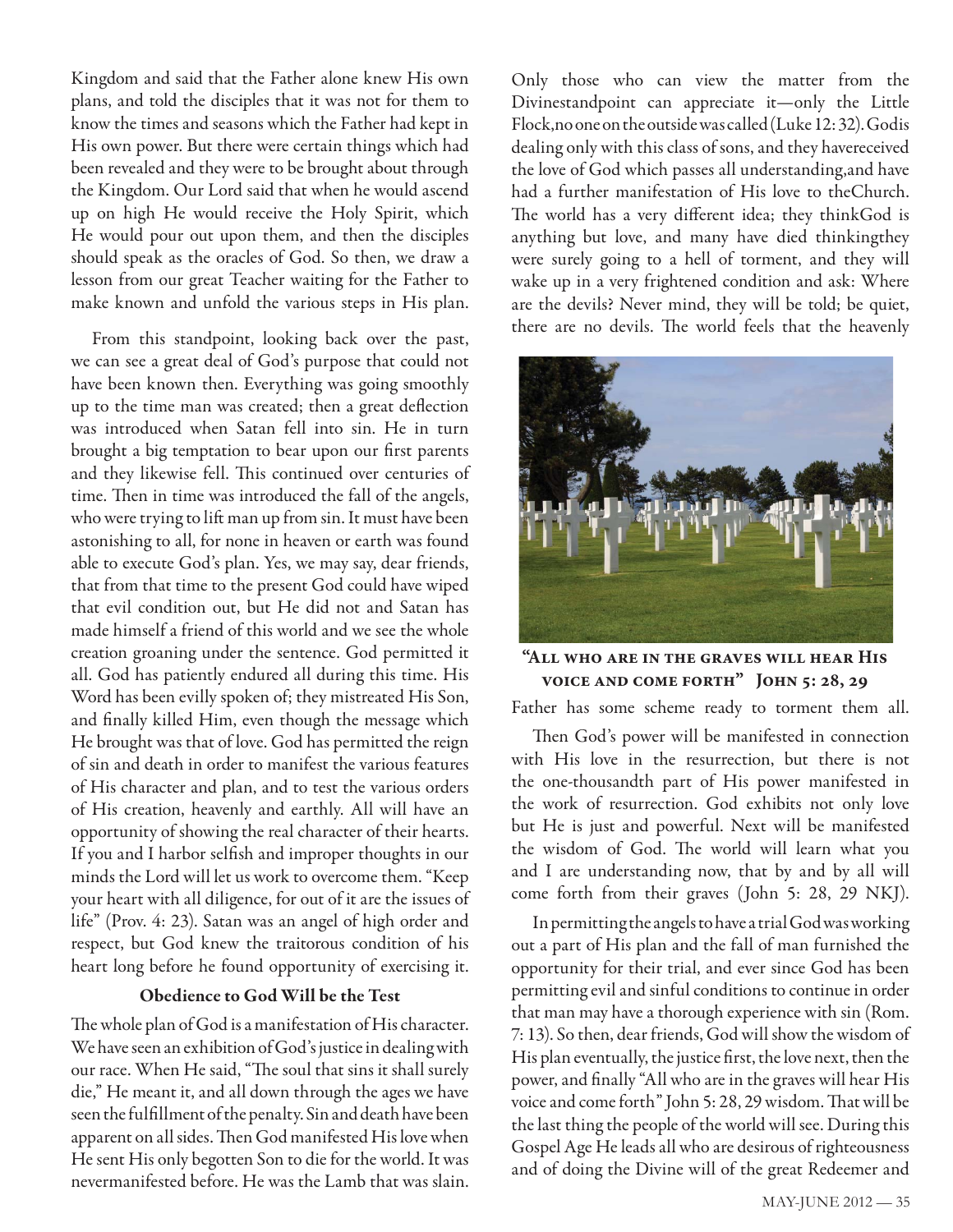Kingdom and said that the Father alone knew His own plans, and told the disciples that it was not for them to know the times and seasons which the Father had kept in His own power. But there were certain things which had been revealed and they were to be brought about through the Kingdom. Our Lord said that when he would ascend up on high He would receive the Holy Spirit, which He would pour out upon them, and then the disciples should speak as the oracles of God. So then, we draw a lesson from our great Teacher waiting for the Father to make known and unfold the various steps in His plan.

From this standpoint, looking back over the past, we can see a great deal of God's purpose that could not have been known then. Everything was going smoothly up to the time man was created; then a great deflection was introduced when Satan fell into sin. He in turn brought a big temptation to bear upon our first parents and they likewise fell. This continued over centuries of time. Then in time was introduced the fall of the angels, who were trying to lift man up from sin. It must have been astonishing to all, for none in heaven or earth was found able to execute God's plan. Yes, we may say, dear friends, that from that time to the present God could have wiped that evil condition out, but He did not and Satan has made himself a friend of this world and we see the whole creation groaning under the sentence. God permitted it all. God has patiently endured all during this time. His Word has been evilly spoken of; they mistreated His Son, and finally killed Him, even though the message which He brought was that of love. God has permitted the reign of sin and death in order to manifest the various features of His character and plan, and to test the various orders of His creation, heavenly and earthly. All will have an opportunity of showing the real character of their hearts. If you and I harbor selfish and improper thoughts in our minds the Lord will let us work to overcome them. "Keep your heart with all diligence, for out of it are the issues of life" (Prov. 4: 23). Satan was an angel of high order and respect, but God knew the traitorous condition of his heart long before he found opportunity of exercising it.

### Obedience to God Will be the Test

The whole plan of God is a manifestation of His character. We have seen an exhibition of God's justice in dealing with our race. When He said, "The soul that sins it shall surely die," He meant it, and all down through the ages we have seen the fulfillment of the penalty. Sin and death have been apparent on all sides. Then God manifested His love when He sent His only begotten Son to die for the world. It was nevermanifested before. He was the Lamb that was slain. Only those who can view the matter from the Divinestandpoint can appreciate it—only the Little Flock,no one on the outside was called (Luke 12: 32). Godis dealing only with this class of sons, and they havereceived the love of God which passes all understanding,and have had a further manifestation of His love to theChurch. The world has a very different idea; they thinkGod is anything but love, and many have died thinkingthey were surely going to a hell of torment, and they will wake up in a very frightened condition and ask: Where are the devils? Never mind, they will be told; be quiet, there are no devils. The world feels that the heavenly Father has some scheme ready to torment them all.

**"All who are in the graves will hear His voice and come forth" John 5: 28, 29**

Then God's power will be manifested in connection with His love in the resurrection, but there is not the one-thousandth part of His power manifested in the work of resurrection. God exhibits not only love but He is just and powerful. Next will be manifested the wisdom of God. The world will learn what you and I are understanding now, that by and by all will come forth from their graves (John 5: 28, 29 NKJ).

In permitting the angels to have a trial God was working out a part of His plan and the fall of man furnished the opportunity for their trial, and ever since God has been permitting evil and sinful conditions to continue in order that man may have a thorough experience with sin (Rom. 7: 13). So then, dear friends, God will show the wisdom of His plan eventually, the justice first, the love next, then the power, and finally "All who are in the graves will hear His voice and come forth" John 5: 28, 29 wisdom. That will be the last thing the people of the world will see. During this Gospel Age He leads all who are desirous of righteousness and of doing the Divine will of the great Redeemer and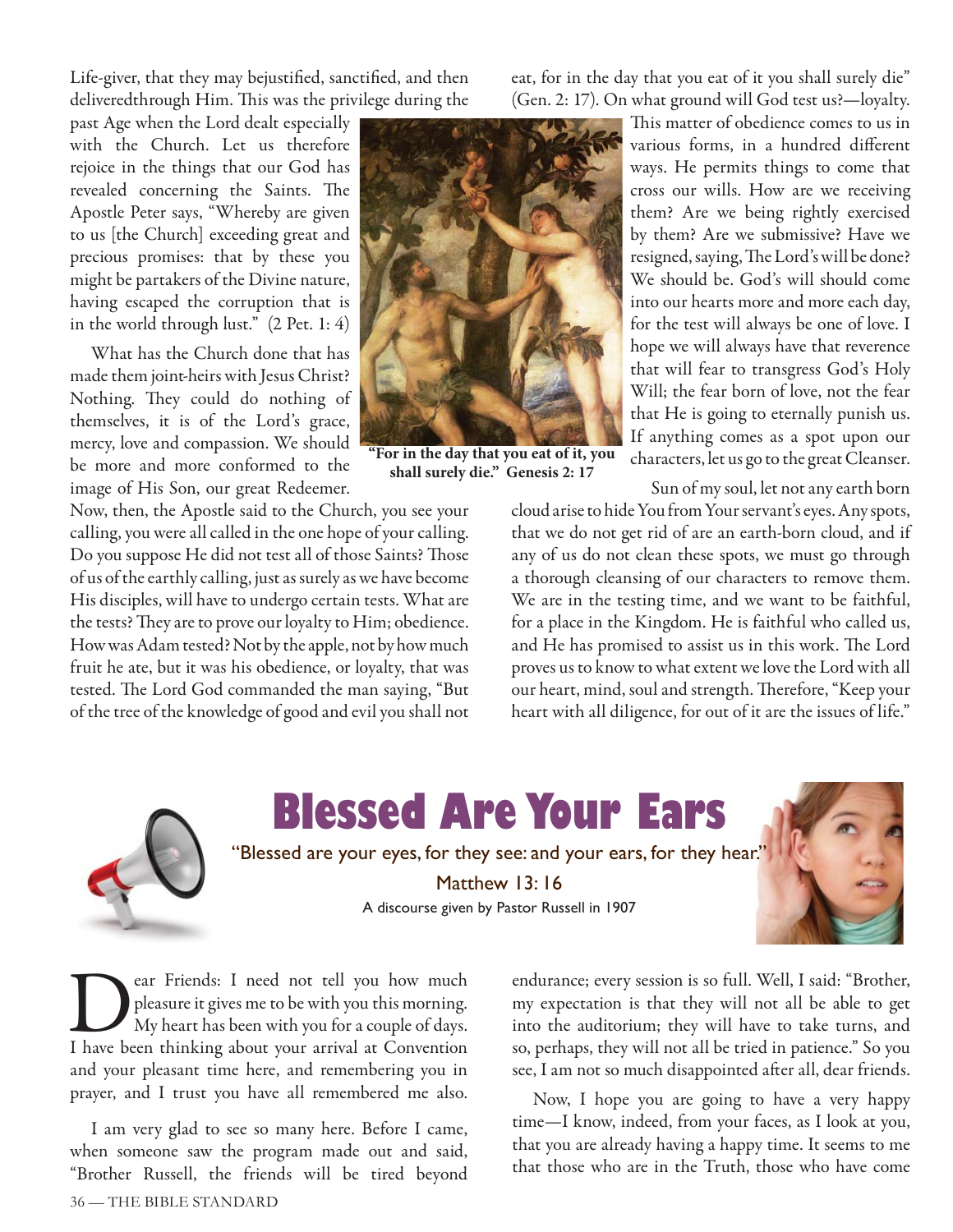Life-giver, that they may bejustified, sanctified, and then deliveredthrough Him. This was the privilege during the past Age when the Lord dealt especially with the Church. Let us therefore rejoice in the things that our God has revealed concerning the Saints. The Apostle Peter says, "Whereby are given to us [the Church] exceeding great and precious promises: that by these you might be partakers of the Divine nature, having escaped the corruption that is in the world through lust." (2 Pet. 1: 4)

What has the Church done that has made them joint-heirs with Jesus Christ? Nothing. They could do nothing of themselves, it is of the Lord's grace, mercy, love and compassion. We should be more and more conformed to the image of His Son, our great Redeemer. Now, then, the Apostle said to the Church, you see your calling, you were all called in the one hope of your calling. Do you suppose He did not test all of those Saints? Those of us of the earthly calling, just as surely as we have become His disciples, will have to undergo certain tests. What are the tests? They are to prove our loyalty to Him; obedience. How was Adam tested? Not by the apple, not by how much fruit he ate, but it was his obedience, or loyalty, that was tested. The Lord God commanded the man saying, "But of the tree of the knowledge of good and evil you shall not eat, for in the day that you eat of it you shall surely die" (Gen. 2: 17). On what ground will God test us?—loyalty.

**"For in the day that you eat of it, you shall surely die." Genesis 2: 17**

This matter of obedience comes to us in various forms, in a hundred different ways. He permits things to come that cross our wills. How are we receiving them? Are we being rightly exercised by them? Are we submissive? Have we resigned, saying, The Lord's will be done? We should be. God's will should come into our hearts more and more each day, for the test will always be one of love. I hope we will always have that reverence that will fear to transgress God's Holy Will; the fear born of love, not the fear that He is going to eternally punish us. If anything comes as a spot upon our characters, let us go to the great Cleanser.

Sun of my soul, let not any earth born cloud arise to hide You from Your servant's eyes. Any spots, that we do not get rid of are an earth-born cloud, and if any of us do not clean these spots, we must go through a thorough cleansing of our characters to remove them. We are in the testing time, and we want to be faithful, for a place in the Kingdom. He is faithful who called us, and He has promised to assist us in this work. The Lord proves us to know to what extent we love the Lord with all our heart, mind, soul and strength. Therefore, "Keep your heart with all diligence, for out of it are the issues of life."

# Blessed Are Your Ears

"Blessed are your eyes, for they see: and your ears, for they hear."

Matthew 13: 16

A discourse given by Pastor Russell in 1907

Dear Friends: I need not tell you how much pleasure it gives me to be with you this morning. My heart has been with you for a couple of days. I have been thinking about your arrival at Convention and your pleasant time here, and remembering you in prayer, and I trust you have all remembered me also.

I am very glad to see so many here. Before I came, when someone saw the program made out and said, "Brother Russell, the friends will be tired beyond endurance; every session is so full. Well, I said: "Brother, my expectation is that they will not all be able to get into the auditorium; they will have to take turns, and so, perhaps, they will not all be tried in patience." So you see, I am not so much disappointed after all, dear friends.

Now, I hope you are going to have a very happy time—I know, indeed, from your faces, as I look at you, that you are already having a happy time. It seems to me that those who are in the Truth, those who have come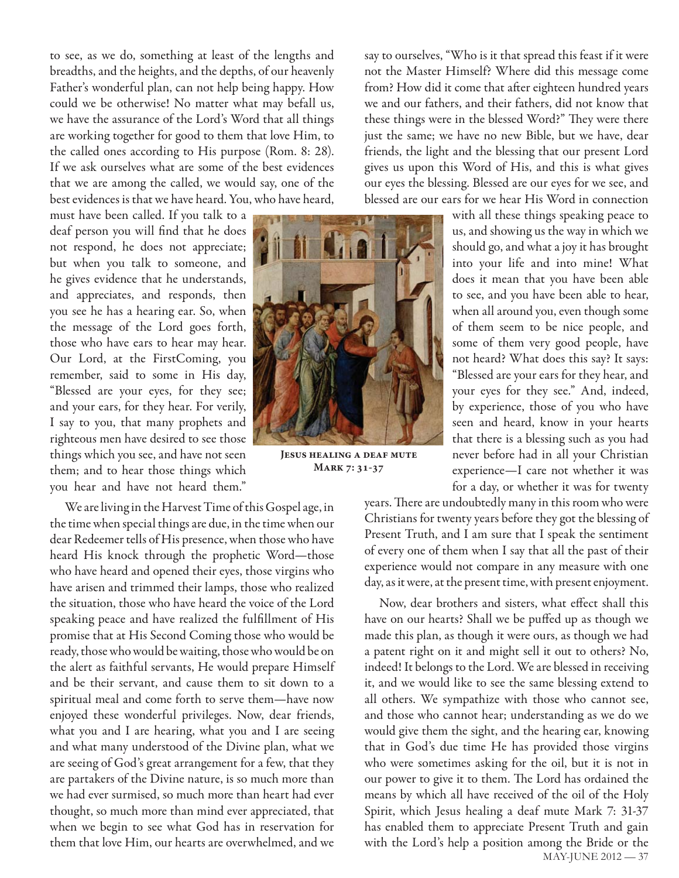to see, as we do, something at least of the lengths and breadths, and the heights, and the depths, of our heavenly Father's wonderful plan, can not help being happy. How could we be otherwise! No matter what may befall us, we have the assurance of the Lord's Word that all things are working together for good to them that love Him, to the called ones according to His purpose (Rom. 8: 28). If we ask ourselves what are some of the best evidences that we are among the called, we would say, one of the best evidences is that we have heard. You, who have heard, must have been called. If you talk to a deaf person you will find that he does not respond, he does not appreciate; but when you talk to someone, and he gives evidence that he understands, and appreciates, and responds, then you see he has a hearing ear. So, when the message of the Lord goes forth, those who have ears to hear may hear. Our Lord, at the FirstComing, you remember, said to some in His day, "Blessed are your eyes, for they see; and your ears, for they hear. For verily, I say to you, that many prophets and righteous men have desired to see those things which you see, and have not seen them; and to hear those things which you hear and have not heard them."

**Jesus healing a deaf mute**
**Mark 7: 31-37**

We are living in the Harvest Time of this Gospel age, in the time when special things are due, in the time when our dear Redeemer tells of His presence, when those who have heard His knock through the prophetic Word—those who have heard and opened their eyes, those virgins who have arisen and trimmed their lamps, those who realized the situation, those who have heard the voice of the Lord speaking peace and have realized the fulfillment of His promise that at His Second Coming those who would be ready, those who would be waiting, those who would be on the alert as faithful servants, He would prepare Himself and be their servant, and cause them to sit down to a spiritual meal and come forth to serve them—have now enjoyed these wonderful privileges. Now, dear friends, what you and I are hearing, what you and I are seeing and what many understood of the Divine plan, what we are seeing of God's great arrangement for a few, that they are partakers of the Divine nature, is so much more than we had ever surmised, so much more than heart had ever thought, so much more than mind ever appreciated, that when we begin to see what God has in reservation for them that love Him, our hearts are overwhelmed, and we say to ourselves, "Who is it that spread this feast if it were not the Master Himself? Where did this message come from? How did it come that after eighteen hundred years we and our fathers, and their fathers, did not know that these things were in the blessed Word?" They were there just the same; we have no new Bible, but we have, dear friends, the light and the blessing that our present Lord gives us upon this Word of His, and this is what gives our eyes the blessing. Blessed are our eyes for we see, and blessed are our ears for we hear His Word in connection with all these things speaking peace to us, and showing us the way in which we should go, and what a joy it has brought into your life and into mine! What does it mean that you have been able to see, and you have been able to hear, when all around you, even though some of them seem to be nice people, and some of them very good people, have not heard? What does this say? It says: "Blessed are your ears for they hear, and your eyes for they see." And, indeed, by experience, those of you who have seen and heard, know in your hearts that there is a blessing such as you had never before had in all your Christian experience—I care not whether it was for a day, or whether it was for twenty years. There are undoubtedly many in this room who were Christians for twenty years before they got the blessing of Present Truth, and I am sure that I speak the sentiment of every one of them when I say that all the past of their experience would not compare in any measure with one day, as it were, at the present time, with present enjoyment.

Now, dear brothers and sisters, what effect shall this have on our hearts? Shall we be puffed up as though we made this plan, as though it were ours, as though we had a patent right on it and might sell it out to others? No, indeed! It belongs to the Lord. We are blessed in receiving it, and we would like to see the same blessing extend to all others. We sympathize with those who cannot see, and those who cannot hear; understanding as we do we would give them the sight, and the hearing ear, knowing that in God's due time He has provided those virgins who were sometimes asking for the oil, but it is not in our power to give it to them. The Lord has ordained the means by which all have received of the oil of the Holy Spirit, which Jesus healing a deaf mute Mark 7: 31-37 has enabled them to appreciate Present Truth and gain with the Lord's help a position among the Bride or the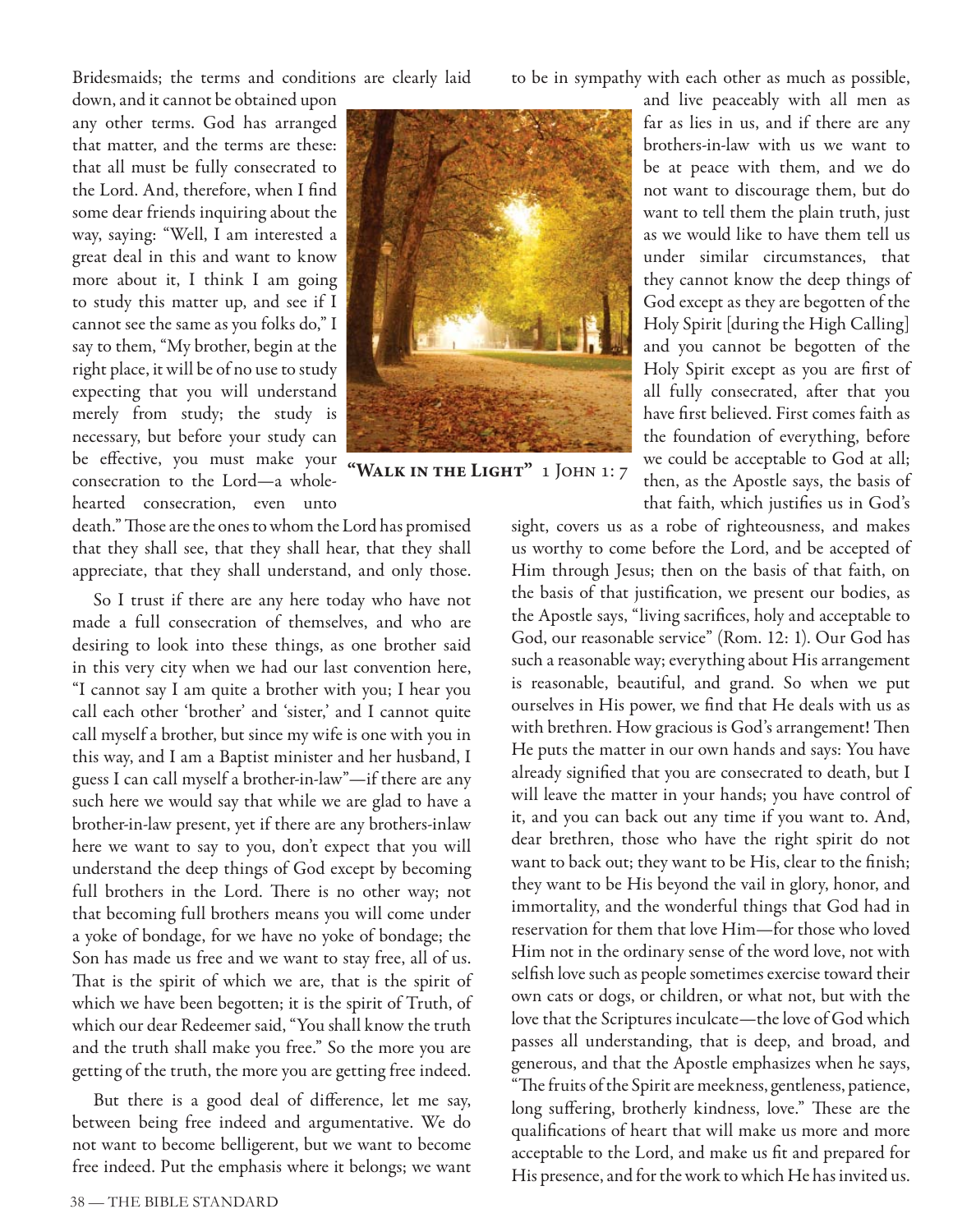Bridesmaids; the terms and conditions are clearly laid down, and it cannot be obtained upon any other terms. God has arranged that matter, and the terms are these: that all must be fully consecrated to the Lord. And, therefore, when I find some dear friends inquiring about the way, saying: "Well, I am interested a great deal in this and want to know more about it, I think I am going to study this matter up, and see if I cannot see the same as you folks do," I say to them, "My brother, begin at the right place, it will be of no use to study expecting that you will understand merely from study; the study is necessary, but before your study can be effective, you must make your consecration to the Lord—a whole-hearted consecration, even unto death." Those are the ones to whom the Lord has promised that they shall see, that they shall hear, that they shall appreciate, that they shall understand, and only those.

"**Walk in the Light**" 1 John 1: 7

So I trust if there are any here today who have not made a full consecration of themselves, and who are desiring to look into these things, as one brother said in this very city when we had our last convention here, "I cannot say I am quite a brother with you; I hear you call each other 'brother' and 'sister,' and I cannot quite call myself a brother, but since my wife is one with you in this way, and I am a Baptist minister and her husband, I guess I can call myself a brother-in-law"—if there are any such here we would say that while we are glad to have a brother-in-law present, yet if there are any brothers-inlaw here we want to say to you, don't expect that you will understand the deep things of God except by becoming full brothers in the Lord. There is no other way; not that becoming full brothers means you will come under a yoke of bondage, for we have no yoke of bondage; the Son has made us free and we want to stay free, all of us. That is the spirit of which we are, that is the spirit of which we have been begotten; it is the spirit of Truth, of which our dear Redeemer said, "You shall know the truth and the truth shall make you free." So the more you are getting of the truth, the more you are getting free indeed.

But there is a good deal of difference, let me say, between being free indeed and argumentative. We do not want to become belligerent, but we want to become free indeed. Put the emphasis where it belongs; we want to be in sympathy with each other as much as possible, and live peaceably with all men as far as lies in us, and if there are any brothers-in-law with us we want to be at peace with them, and we do not want to discourage them, but do want to tell them the plain truth, just as we would like to have them tell us under similar circumstances, that they cannot know the deep things of God except as they are begotten of the Holy Spirit [during the High Calling] and you cannot be begotten of the Holy Spirit except as you are first of all fully consecrated, after that you have first believed. First comes faith as the foundation of everything, before we could be acceptable to God at all; then, as the Apostle says, the basis of that faith, which justifies us in God's sight, covers us as a robe of righteousness, and makes us worthy to come before the Lord, and be accepted of Him through Jesus; then on the basis of that faith, on the basis of that justification, we present our bodies, as the Apostle says, "living sacrifices, holy and acceptable to God, our reasonable service" (Rom. 12: 1). Our God has such a reasonable way; everything about His arrangement is reasonable, beautiful, and grand. So when we put ourselves in His power, we find that He deals with us as with brethren. How gracious is God's arrangement! Then He puts the matter in our own hands and says: You have already signified that you are consecrated to death, but I will leave the matter in your hands; you have control of it, and you can back out any time if you want to. And, dear brethren, those who have the right spirit do not want to back out; they want to be His, clear to the finish; they want to be His beyond the vail in glory, honor, and immortality, and the wonderful things that God had in reservation for them that love Him—for those who loved Him not in the ordinary sense of the word love, not with selfish love such as people sometimes exercise toward their own cats or dogs, or children, or what not, but with the love that the Scriptures inculcate—the love of God which passes all understanding, that is deep, and broad, and generous, and that the Apostle emphasizes when he says, "The fruits of the Spirit are meekness, gentleness, patience, long suffering, brotherly kindness, love." These are the qualifications of heart that will make us more and more acceptable to the Lord, and make us fit and prepared for His presence, and for the work to which He has invited us.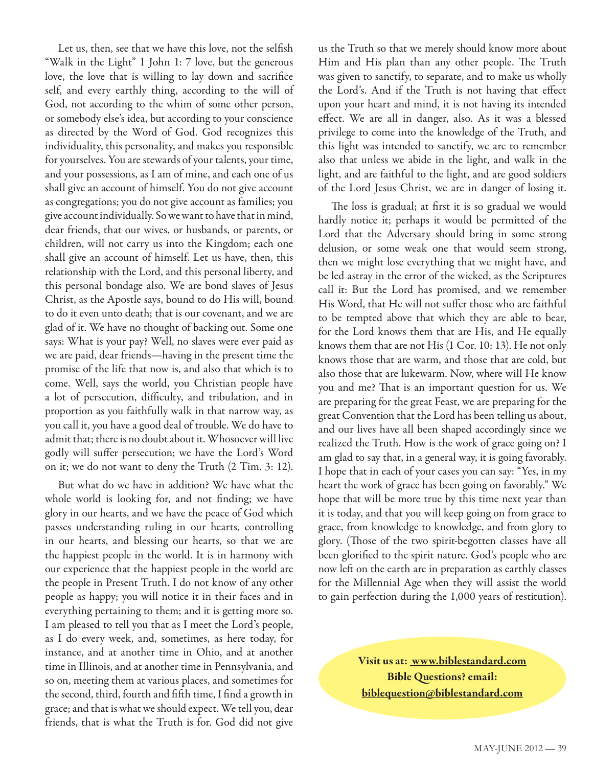Let us, then, see that we have this love, not the selfish "Walk in the Light" 1 John 1: 7 love, but the generous love, the love that is willing to lay down and sacrifice self, and every earthly thing, according to the will of God, not according to the whim of some other person, or somebody else's idea, but according to your conscience as directed by the Word of God. God recognizes this individuality, this personality, and makes you responsible for yourselves. You are stewards of your talents, your time, and your possessions, as I am of mine, and each one of us shall give an account of himself. You do not give account as congregations; you do not give account as families; you give account individually. So we want to have that in mind, dear friends, that our wives, or husbands, or parents, or children, will not carry us into the Kingdom; each one shall give an account of himself. Let us have, then, this relationship with the Lord, and this personal liberty, and this personal bondage also. We are bond slaves of Jesus Christ, as the Apostle says, bound to do His will, bound to do it even unto death; that is our covenant, and we are glad of it. We have no thought of backing out. Some one says: What is your pay? Well, no slaves were ever paid as we are paid, dear friends—having in the present time the promise of the life that now is, and also that which is to come. Well, says the world, you Christian people have a lot of persecution, difficulty, and tribulation, and in proportion as you faithfully walk in that narrow way, as you call it, you have a good deal of trouble. We do have to admit that; there is no doubt about it. Whosoever will live godly will suffer persecution; we have the Lord's Word on it; we do not want to deny the Truth (2 Tim. 3: 12).

But what do we have in addition? We have what the whole world is looking for, and not finding; we have glory in our hearts, and we have the peace of God which passes understanding ruling in our hearts, controlling in our hearts, and blessing our hearts, so that we are the happiest people in the world. It is in harmony with our experience that the happiest people in the world are the people in Present Truth. I do not know of any other people as happy; you will notice it in their faces and in everything pertaining to them; and it is getting more so. I am pleased to tell you that as I meet the Lord's people, as I do every week, and, sometimes, as here today, for instance, and at another time in Ohio, and at another time in Illinois, and at another time in Pennsylvania, and so on, meeting them at various places, and sometimes for the second, third, fourth and fifth time, I find a growth in grace; and that is what we should expect. We tell you, dear friends, that is what the Truth is for. God did not give us the Truth so that we merely should know more about Him and His plan than any other people. The Truth was given to sanctify, to separate, and to make us wholly the Lord's. And if the Truth is not having that effect upon your heart and mind, it is not having its intended effect. We are all in danger, also. As it was a blessed privilege to come into the knowledge of the Truth, and this light was intended to sanctify, we are to remember also that unless we abide in the light, and walk in the light, and are faithful to the light, and are good soldiers of the Lord Jesus Christ, we are in danger of losing it.

The loss is gradual; at first it is so gradual we would hardly notice it; perhaps it would be permitted of the Lord that the Adversary should bring in some strong delusion, or some weak one that would seem strong, then we might lose everything that we might have, and be led astray in the error of the wicked, as the Scriptures call it: But the Lord has promised, and we remember His Word, that He will not suffer those who are faithful to be tempted above that which they are able to bear, for the Lord knows them that are His, and He equally knows them that are not His (1 Cor. 10: 13). He not only knows those that are warm, and those that are cold, but also those that are lukewarm. Now, where will He know you and me? That is an important question for us. We are preparing for the great Feast, we are preparing for the great Convention that the Lord has been telling us about, and our lives have all been shaped accordingly since we realized the Truth. How is the work of grace going on? I am glad to say that, in a general way, it is going favorably. I hope that in each of your cases you can say: "Yes, in my heart the work of grace has been going on favorably." We hope that will be more true by this time next year than it is today, and that you will keep going on from grace to grace, from knowledge to knowledge, and from glory to glory. (Those of the two spirit-begotten classes have all been glorified to the spirit nature. God's people who are now left on the earth are in preparation as earthly classes for the Millennial Age when they will assist the world to gain perfection during the 1,000 years of restitution).

**Visit us at: www.biblestandard.com**
**Bible Questions? email: biblequestion@biblestandard.com**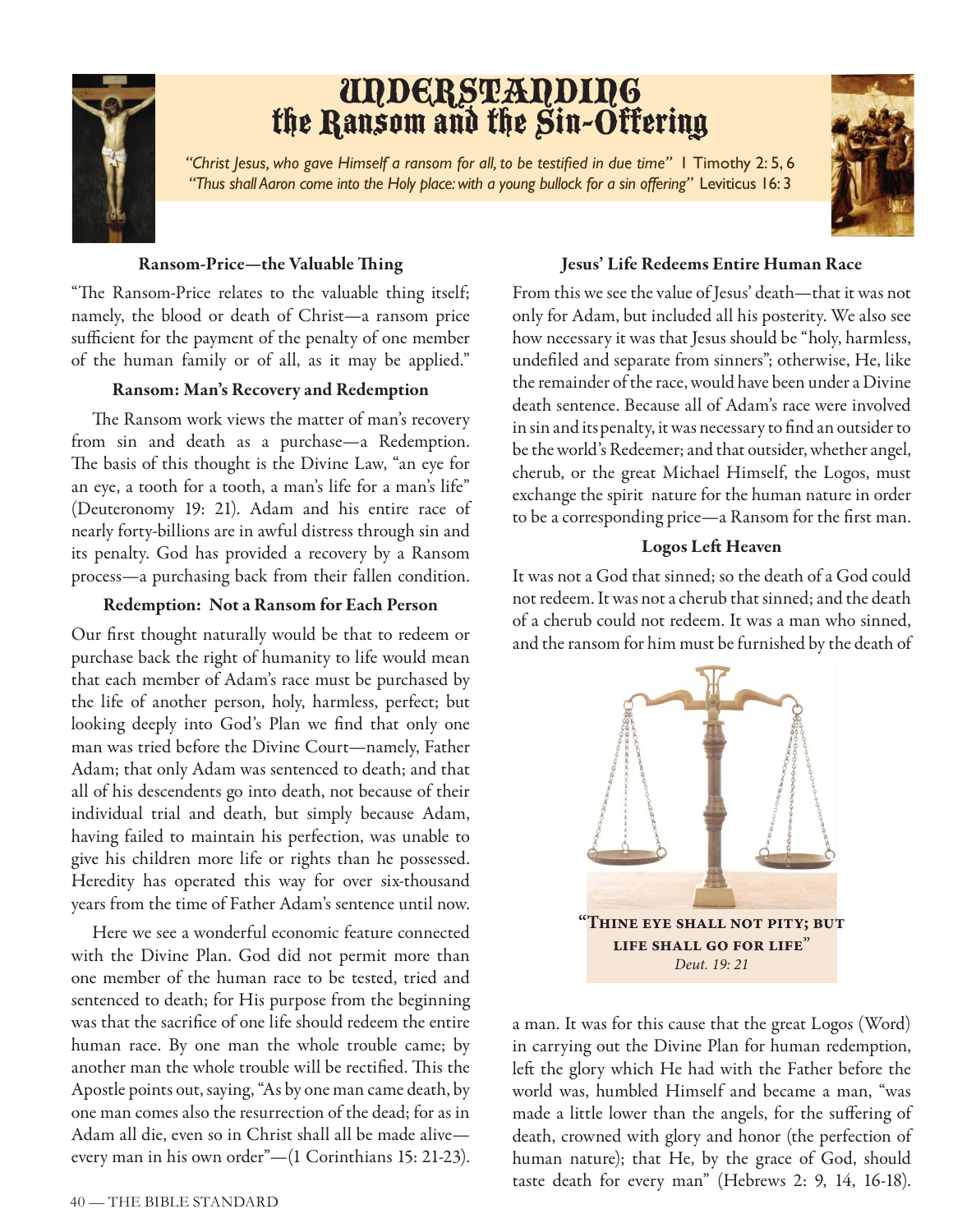# Understanding the Ransom and the Sin-Offering

*"Christ Jesus, who gave Himself a ransom for all, to be testified in due time"* 1 Timothy 2: 5, 6
*"Thus shall Aaron come into the Holy place: with a young bullock for a sin offering"* Leviticus 16: 3

### Ransom-Price—the Valuable Thing

"The Ransom-Price relates to the valuable thing itself; namely, the blood or death of Christ—a ransom price sufficient for the payment of the penalty of one member of the human family or of all, as it may be applied."

### Ransom: Man's Recovery and Redemption

The Ransom work views the matter of man's recovery from sin and death as a purchase—a Redemption. The basis of this thought is the Divine Law, "an eye for an eye, a tooth for a tooth, a man's life for a man's life" (Deuteronomy 19: 21). Adam and his entire race of nearly forty-billions are in awful distress through sin and its penalty. God has provided a recovery by a Ransom process—a purchasing back from their fallen condition.

### Redemption: Not a Ransom for Each Person

Our first thought naturally would be that to redeem or purchase back the right of humanity to life would mean that each member of Adam's race must be purchased by the life of another person, holy, harmless, perfect; but looking deeply into God's Plan we find that only one man was tried before the Divine Court—namely, Father Adam; that only Adam was sentenced to death; and that all of his descendents go into death, not because of their individual trial and death, but simply because Adam, having failed to maintain his perfection, was unable to give his children more life or rights than he possessed. Heredity has operated this way for over six-thousand years from the time of Father Adam's sentence until now.

Here we see a wonderful economic feature connected with the Divine Plan. God did not permit more than one member of the human race to be tested, tried and sentenced to death; for His purpose from the beginning was that the sacrifice of one life should redeem the entire human race. By one man the whole trouble came; by another man the whole trouble will be rectified. This the Apostle points out, saying, "As by one man came death, by one man comes also the resurrection of the dead; for as in Adam all die, even so in Christ shall all be made alive—every man in his own order"—(1 Corinthians 15: 21-23).

### Jesus' Life Redeems Entire Human Race

From this we see the value of Jesus' death—that it was not only for Adam, but included all his posterity. We also see how necessary it was that Jesus should be "holy, harmless, undefiled and separate from sinners"; otherwise, He, like the remainder of the race, would have been under a Divine death sentence. Because all of Adam's race were involved in sin and its penalty, it was necessary to find an outsider to be the world's Redeemer; and that outsider, whether angel, cherub, or the great Michael Himself, the Logos, must exchange the spirit nature for the human nature in order to be a corresponding price—a Ransom for the first man.

### Logos Left Heaven

It was not a God that sinned; so the death of a God could not redeem. It was not a cherub that sinned; and the death of a cherub could not redeem. It was a man who sinned, and the ransom for him must be furnished by the death of a man. It was for this cause that the great Logos (Word) in carrying out the Divine Plan for human redemption, left the glory which He had with the Father before the world was, humbled Himself and became a man, "was made a little lower than the angels, for the suffering of death, crowned with glory and honor (the perfection of human nature); that He, by the grace of God, should taste death for every man" (Hebrews 2: 9, 14, 16-18).

**"Thine eye shall not pity; but life shall go for life"**
*Deut. 19: 21*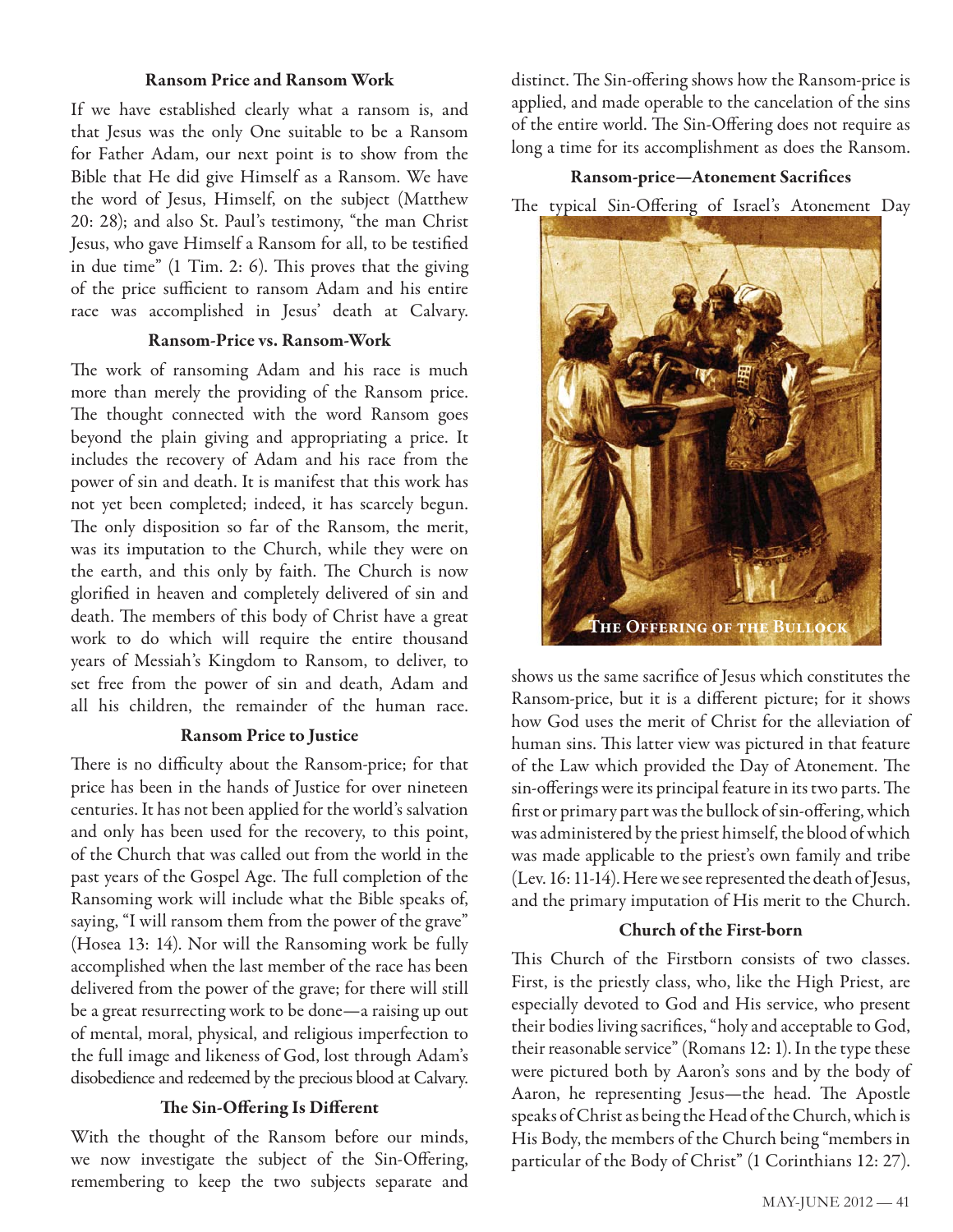### Ransom Price and Ransom Work

If we have established clearly what a ransom is, and that Jesus was the only One suitable to be a Ransom for Father Adam, our next point is to show from the Bible that He did give Himself as a Ransom. We have the word of Jesus, Himself, on the subject (Matthew 20: 28); and also St. Paul's testimony, "the man Christ Jesus, who gave Himself a Ransom for all, to be testified in due time" (1 Tim. 2: 6). This proves that the giving of the price sufficient to ransom Adam and his entire race was accomplished in Jesus' death at Calvary.

### Ransom-Price vs. Ransom-Work

The work of ransoming Adam and his race is much more than merely the providing of the Ransom price. The thought connected with the word Ransom goes beyond the plain giving and appropriating a price. It includes the recovery of Adam and his race from the power of sin and death. It is manifest that this work has not yet been completed; indeed, it has scarcely begun. The only disposition so far of the Ransom, the merit, was its imputation to the Church, while they were on the earth, and this only by faith. The Church is now glorified in heaven and completely delivered of sin and death. The members of this body of Christ have a great work to do which will require the entire thousand years of Messiah's Kingdom to Ransom, to deliver, to set free from the power of sin and death, Adam and all his children, the remainder of the human race.

### Ransom Price to Justice

There is no difficulty about the Ransom-price; for that price has been in the hands of Justice for over nineteen centuries. It has not been applied for the world's salvation and only has been used for the recovery, to this point, of the Church that was called out from the world in the past years of the Gospel Age. The full completion of the Ransoming work will include what the Bible speaks of, saying, "I will ransom them from the power of the grave" (Hosea 13: 14). Nor will the Ransoming work be fully accomplished when the last member of the race has been delivered from the power of the grave; for there will still be a great resurrecting work to be done—a raising up out of mental, moral, physical, and religious imperfection to the full image and likeness of God, lost through Adam's disobedience and redeemed by the precious blood at Calvary.

### The Sin-Offering Is Different

With the thought of the Ransom before our minds, we now investigate the subject of the Sin-Offering, remembering to keep the two subjects separate and distinct. The Sin-offering shows how the Ransom-price is applied, and made operable to the cancelation of the sins of the entire world. The Sin-Offering does not require as long a time for its accomplishment as does the Ransom.

### Ransom-price—Atonement Sacrifices

The typical Sin-Offering of Israel's Atonement Day

The Offering of the Bullock

shows us the same sacrifice of Jesus which constitutes the Ransom-price, but it is a different picture; for it shows how God uses the merit of Christ for the alleviation of human sins. This latter view was pictured in that feature of the Law which provided the Day of Atonement. The sin-offerings were its principal feature in its two parts. The first or primary part was the bullock of sin-offering, which was administered by the priest himself, the blood of which was made applicable to the priest's own family and tribe (Lev. 16: 11-14). Here we see represented the death of Jesus, and the primary imputation of His merit to the Church.

### Church of the First-born

This Church of the Firstborn consists of two classes. First, is the priestly class, who, like the High Priest, are especially devoted to God and His service, who present their bodies living sacrifices, "holy and acceptable to God, their reasonable service" (Romans 12: 1). In the type these were pictured both by Aaron's sons and by the body of Aaron, he representing Jesus—the head. The Apostle speaks of Christ as being the Head of the Church, which is His Body, the members of the Church being "members in particular of the Body of Christ" (1 Corinthians 12: 27).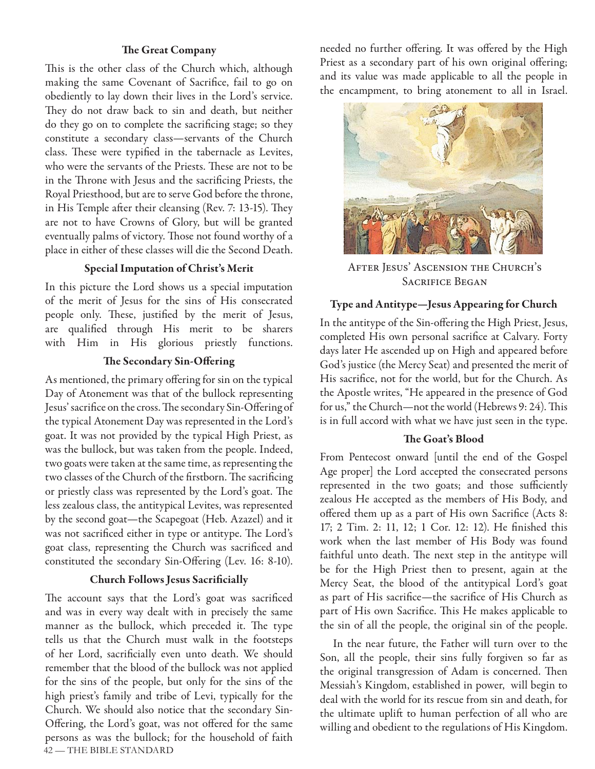### The Great Company

This is the other class of the Church which, although making the same Covenant of Sacrifice, fail to go on obediently to lay down their lives in the Lord's service. They do not draw back to sin and death, but neither do they go on to complete the sacrificing stage; so they constitute a secondary class—servants of the Church class. These were typified in the tabernacle as Levites, who were the servants of the Priests. These are not to be in the Throne with Jesus and the sacrificing Priests, the Royal Priesthood, but are to serve God before the throne, in His Temple after their cleansing (Rev. 7: 13-15). They are not to have Crowns of Glory, but will be granted eventually palms of victory. Those not found worthy of a place in either of these classes will die the Second Death.

### Special Imputation of Christ's Merit

In this picture the Lord shows us a special imputation of the merit of Jesus for the sins of His consecrated people only. These, justified by the merit of Jesus, are qualified through His merit to be sharers with Him in His glorious priestly functions.

### The Secondary Sin-Offering

As mentioned, the primary offering for sin on the typical Day of Atonement was that of the bullock representing Jesus' sacrifice on the cross. The secondary Sin-Offering of the typical Atonement Day was represented in the Lord's goat. It was not provided by the typical High Priest, as was the bullock, but was taken from the people. Indeed, two goats were taken at the same time, as representing the two classes of the Church of the firstborn. The sacrificing or priestly class was represented by the Lord's goat. The less zealous class, the antitypical Levites, was represented by the second goat—the Scapegoat (Heb. Azazel) and it was not sacrificed either in type or antitype. The Lord's goat class, representing the Church was sacrificed and constituted the secondary Sin-Offering (Lev. 16: 8-10).

### Church Follows Jesus Sacrificially

The account says that the Lord's goat was sacrificed and was in every way dealt with in precisely the same manner as the bullock, which preceded it. The type tells us that the Church must walk in the footsteps of her Lord, sacrificially even unto death. We should remember that the blood of the bullock was not applied for the sins of the people, but only for the sins of the high priest's family and tribe of Levi, typically for the Church. We should also notice that the secondary Sin-Offering, the Lord's goat, was not offered for the same persons as was the bullock; for the household of faith needed no further offering. It was offered by the High Priest as a secondary part of his own original offering; and its value was made applicable to all the people in the encampment, to bring atonement to all in Israel.

After Jesus' Ascension the Church's Sacrifice Began

### Type and Antitype—Jesus Appearing for Church

In the antitype of the Sin-offering the High Priest, Jesus, completed His own personal sacrifice at Calvary. Forty days later He ascended up on High and appeared before God's justice (the Mercy Seat) and presented the merit of His sacrifice, not for the world, but for the Church. As the Apostle writes, "He appeared in the presence of God for us," the Church—not the world (Hebrews 9: 24). This is in full accord with what we have just seen in the type.

### The Goat's Blood

From Pentecost onward [until the end of the Gospel Age proper] the Lord accepted the consecrated persons represented in the two goats; and those sufficiently zealous He accepted as the members of His Body, and offered them up as a part of His own Sacrifice (Acts 8: 17; 2 Tim. 2: 11, 12; 1 Cor. 12: 12). He finished this work when the last member of His Body was found faithful unto death. The next step in the antitype will be for the High Priest then to present, again at the Mercy Seat, the blood of the antitypical Lord's goat as part of His sacrifice—the sacrifice of His Church as part of His own Sacrifice. This He makes applicable to the sin of all the people, the original sin of the people.

In the near future, the Father will turn over to the Son, all the people, their sins fully forgiven so far as the original transgression of Adam is concerned. Then Messiah's Kingdom, established in power, will begin to deal with the world for its rescue from sin and death, for the ultimate uplift to human perfection of all who are willing and obedient to the regulations of His Kingdom.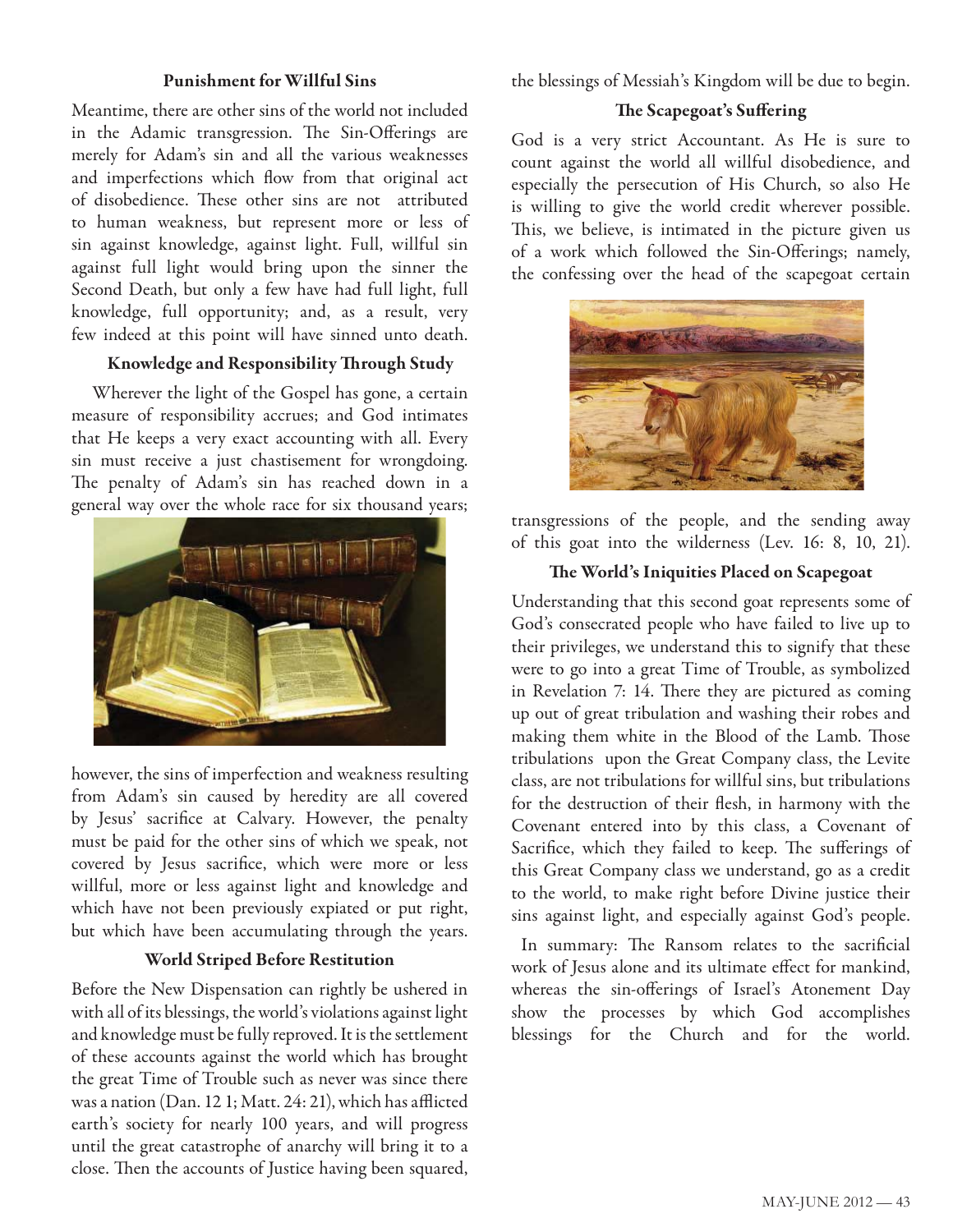### Punishment for Willful Sins

Meantime, there are other sins of the world not included in the Adamic transgression. The Sin-Offerings are merely for Adam's sin and all the various weaknesses and imperfections which flow from that original act of disobedience. These other sins are not attributed to human weakness, but represent more or less of sin against knowledge, against light. Full, willful sin against full light would bring upon the sinner the Second Death, but only a few have had full light, full knowledge, full opportunity; and, as a result, very few indeed at this point will have sinned unto death.

### Knowledge and Responsibility Through Study

Wherever the light of the Gospel has gone, a certain measure of responsibility accrues; and God intimates that He keeps a very exact accounting with all. Every sin must receive a just chastisement for wrongdoing. The penalty of Adam's sin has reached down in a general way over the whole race for six thousand years; however, the sins of imperfection and weakness resulting from Adam's sin caused by heredity are all covered by Jesus' sacrifice at Calvary. However, the penalty must be paid for the other sins of which we speak, not covered by Jesus sacrifice, which were more or less willful, more or less against light and knowledge and which have not been previously expiated or put right, but which have been accumulating through the years.

### World Striped Before Restitution

Before the New Dispensation can rightly be ushered in with all of its blessings, the world's violations against light and knowledge must be fully reproved. It is the settlement of these accounts against the world which has brought the great Time of Trouble such as never was since there was a nation (Dan. 12 1; Matt. 24: 21), which has afflicted earth's society for nearly 100 years, and will progress until the great catastrophe of anarchy will bring it to a close. Then the accounts of Justice having been squared, the blessings of Messiah's Kingdom will be due to begin.

### The Scapegoat's Suffering

God is a very strict Accountant. As He is sure to count against the world all willful disobedience, and especially the persecution of His Church, so also He is willing to give the world credit wherever possible. This, we believe, is intimated in the picture given us of a work which followed the Sin-Offerings; namely, the confessing over the head of the scapegoat certain transgressions of the people, and the sending away of this goat into the wilderness (Lev. 16: 8, 10, 21).

### The World's Iniquities Placed on Scapegoat

Understanding that this second goat represents some of God's consecrated people who have failed to live up to their privileges, we understand this to signify that these were to go into a great Time of Trouble, as symbolized in Revelation 7: 14. There they are pictured as coming up out of great tribulation and washing their robes and making them white in the Blood of the Lamb. Those tribulations upon the Great Company class, the Levite class, are not tribulations for willful sins, but tribulations for the destruction of their flesh, in harmony with the Covenant entered into by this class, a Covenant of Sacrifice, which they failed to keep. The sufferings of this Great Company class we understand, go as a credit to the world, to make right before Divine justice their sins against light, and especially against God's people.

In summary: The Ransom relates to the sacrificial work of Jesus alone and its ultimate effect for mankind, whereas the sin-offerings of Israel's Atonement Day show the processes by which God accomplishes blessings for the Church and for the world.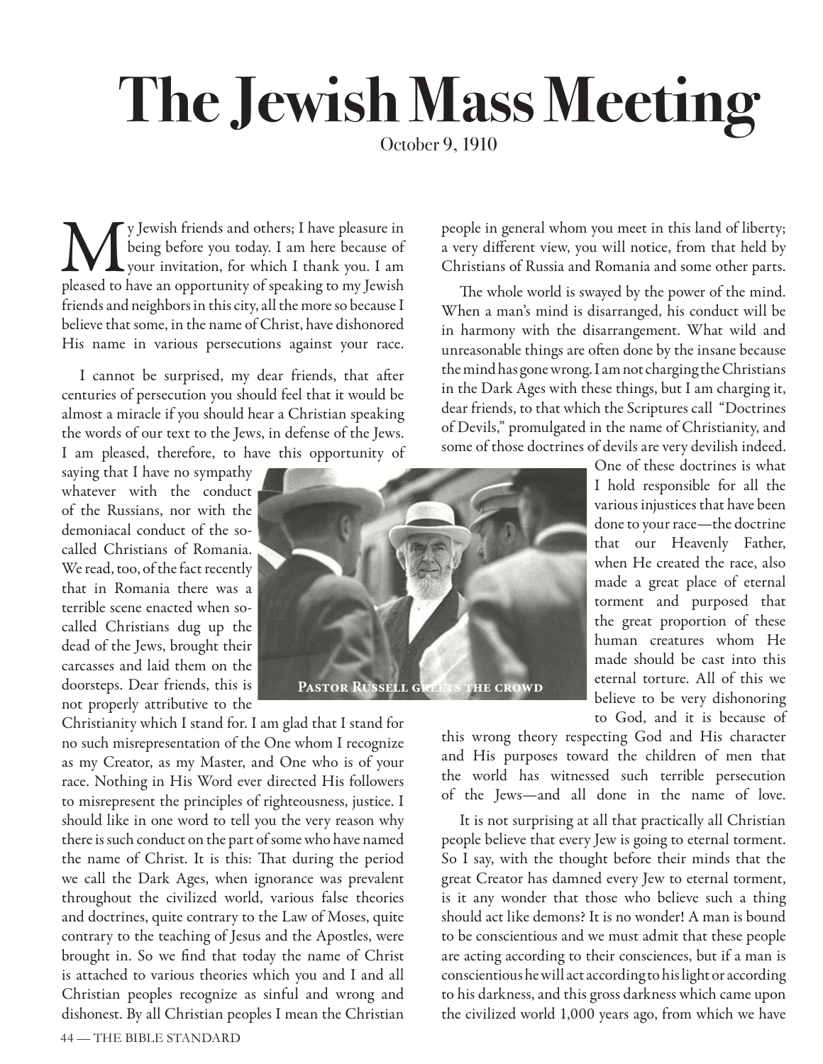# The Jewish Mass Meeting

October 9, 1910

My Jewish friends and others; I have pleasure in being before you today. I am here because of your invitation, for which I thank you. I am pleased to have an opportunity of speaking to my Jewish friends and neighbors in this city, all the more so because I believe that some, in the name of Christ, have dishonored His name in various persecutions against your race.

I cannot be surprised, my dear friends, that after centuries of persecution you should feel that it would be almost a miracle if you should hear a Christian speaking the words of our text to the Jews, in defense of the Jews. I am pleased, therefore, to have this opportunity of saying that I have no sympathy whatever with the conduct of the Russians, nor with the demoniacal conduct of the so-called Christians of Romania. We read, too, of the fact recently that in Romania there was a terrible scene enacted when so-called Christians dug up the dead of the Jews, brought their carcasses and laid them on the doorsteps. Dear friends, this is not properly attributive to the Christianity which I stand for. I am glad that I stand for no such misrepresentation of the One whom I recognize as my Creator, as my Master, and One who is of your race. Nothing in His Word ever directed His followers to misrepresent the principles of righteousness, justice. I should like in one word to tell you the very reason why there is such conduct on the part of some who have named the name of Christ. It is this: That during the period we call the Dark Ages, when ignorance was prevalent throughout the civilized world, various false theories and doctrines, quite contrary to the Law of Moses, quite contrary to the teaching of Jesus and the Apostles, were brought in. So we find that today the name of Christ is attached to various theories which you and I and all Christian peoples recognize as sinful and wrong and dishonest. By all Christian peoples I mean the Christian people in general whom you meet in this land of liberty; a very different view, you will notice, from that held by Christians of Russia and Romania and some other parts.

PASTOR RUSSELL GREETS THE CROWD

The whole world is swayed by the power of the mind. When a man's mind is disarranged, his conduct will be in harmony with the disarrangement. What wild and unreasonable things are often done by the insane because the mind has gone wrong. I am not charging the Christians in the Dark Ages with these things, but I am charging it, dear friends, to that which the Scriptures call "Doctrines of Devils," promulgated in the name of Christianity, and some of those doctrines of devils are very devilish indeed. One of these doctrines is what I hold responsible for all the various injustices that have been done to your race—the doctrine that our Heavenly Father, when He created the race, also made a great place of eternal torment and purposed that the great proportion of these human creatures whom He made should be cast into this eternal torture. All of this we believe to be very dishonoring to God, and it is because of this wrong theory respecting God and His character and His purposes toward the children of men that the world has witnessed such terrible persecution of the Jews—and all done in the name of love.

It is not surprising at all that practically all Christian people believe that every Jew is going to eternal torment. So I say, with the thought before their minds that the great Creator has damned every Jew to eternal torment, is it any wonder that those who believe such a thing should act like demons? It is no wonder! A man is bound to be conscientious and we must admit that these people are acting according to their consciences, but if a man is conscientious he will act according to his light or according to his darkness, and this gross darkness which came upon the civilized world 1,000 years ago, from which we have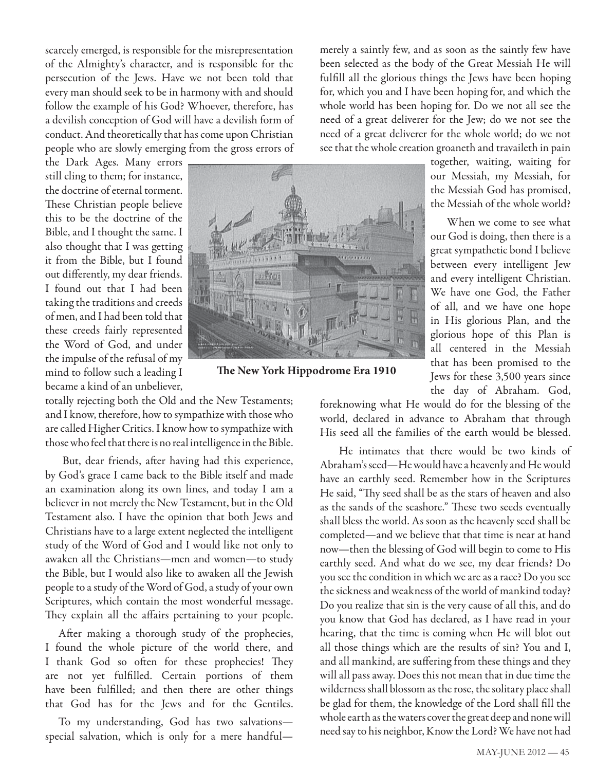scarcely emerged, is responsible for the misrepresentation of the Almighty's character, and is responsible for the persecution of the Jews. Have we not been told that every man should seek to be in harmony with and should follow the example of his God? Whoever, therefore, has a devilish conception of God will have a devilish form of conduct. And theoretically that has come upon Christian people who are slowly emerging from the gross errors of the Dark Ages. Many errors still cling to them; for instance, the doctrine of eternal torment. These Christian people believe this to be the doctrine of the Bible, and I thought the same. I also thought that I was getting it from the Bible, but I found out differently, my dear friends. I found out that I had been taking the traditions and creeds of men, and I had been told that these creeds fairly represented the Word of God, and under the impulse of the refusal of my mind to follow such a leading I became a kind of an unbeliever, totally rejecting both the Old and the New Testaments; and I know, therefore, how to sympathize with those who are called Higher Critics. I know how to sympathize with those who feel that there is no real intelligence in the Bible.

**The New York Hippodrome Era 1910**

But, dear friends, after having had this experience, by God's grace I came back to the Bible itself and made an examination along its own lines, and today I am a believer in not merely the New Testament, but in the Old Testament also. I have the opinion that both Jews and Christians have to a large extent neglected the intelligent study of the Word of God and I would like not only to awaken all the Christians—men and women—to study the Bible, but I would also like to awaken all the Jewish people to a study of the Word of God, a study of your own Scriptures, which contain the most wonderful message. They explain all the affairs pertaining to your people.

After making a thorough study of the prophecies, I found the whole picture of the world there, and I thank God so often for these prophecies! They are not yet fulfilled. Certain portions of them have been fulfilled; and then there are other things that God has for the Jews and for the Gentiles.

To my understanding, God has two salvations—special salvation, which is only for a mere handful—merely a saintly few, and as soon as the saintly few have been selected as the body of the Great Messiah He will fulfill all the glorious things the Jews have been hoping for, which you and I have been hoping for, and which the whole world has been hoping for. Do we not all see the need of a great deliverer for the Jew; do we not see the need of a great deliverer for the whole world; do we not see that the whole creation groaneth and travaileth in pain together, waiting, waiting for our Messiah, my Messiah, for the Messiah God has promised, the Messiah of the whole world?

When we come to see what our God is doing, then there is a great sympathetic bond I believe between every intelligent Jew and every intelligent Christian. We have one God, the Father of all, and we have one hope in His glorious Plan, and the glorious hope of this Plan is all centered in the Messiah that has been promised to the Jews for these 3,500 years since the day of Abraham. God, foreknowing what He would do for the blessing of the world, declared in advance to Abraham that through His seed all the families of the earth would be blessed.

He intimates that there would be two kinds of Abraham's seed—He would have a heavenly and He would have an earthly seed. Remember how in the Scriptures He said, "Thy seed shall be as the stars of heaven and also as the sands of the seashore." These two seeds eventually shall bless the world. As soon as the heavenly seed shall be completed—and we believe that that time is near at hand now—then the blessing of God will begin to come to His earthly seed. And what do we see, my dear friends? Do you see the condition in which we are as a race? Do you see the sickness and weakness of the world of mankind today? Do you realize that sin is the very cause of all this, and do you know that God has declared, as I have read in your hearing, that the time is coming when He will blot out all those things which are the results of sin? You and I, and all mankind, are suffering from these things and they will all pass away. Does this not mean that in due time the wilderness shall blossom as the rose, the solitary place shall be glad for them, the knowledge of the Lord shall fill the whole earth as the waters cover the great deep and none will need say to his neighbor, Know the Lord? We have not had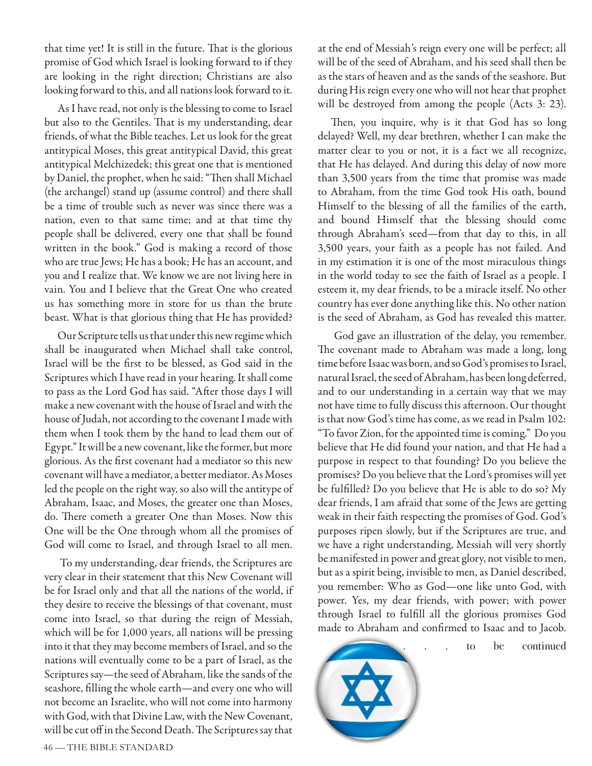that time yet! It is still in the future. That is the glorious promise of God which Israel is looking forward to if they are looking in the right direction; Christians are also looking forward to this, and all nations look forward to it.

As I have read, not only is the blessing to come to Israel but also to the Gentiles. That is my understanding, dear friends, of what the Bible teaches. Let us look for the great antitypical Moses, this great antitypical David, this great antitypical Melchizedek; this great one that is mentioned by Daniel, the prophet, when he said: "Then shall Michael (the archangel) stand up (assume control) and there shall be a time of trouble such as never was since there was a nation, even to that same time; and at that time thy people shall be delivered, every one that shall be found written in the book." God is making a record of those who are true Jews; He has a book; He has an account, and you and I realize that. We know we are not living here in vain. You and I believe that the Great One who created us has something more in store for us than the brute beast. What is that glorious thing that He has provided?

Our Scripture tells us that under this new regime which shall be inaugurated when Michael shall take control, Israel will be the first to be blessed, as God said in the Scriptures which I have read in your hearing. It shall come to pass as the Lord God has said. "After those days I will make a new covenant with the house of Israel and with the house of Judah, not according to the covenant I made with them when I took them by the hand to lead them out of Egypt." It will be a new covenant, like the former, but more glorious. As the first covenant had a mediator so this new covenant will have a mediator, a better mediator. As Moses led the people on the right way, so also will the antitype of Abraham, Isaac, and Moses, the greater one than Moses, do. There cometh a greater One than Moses. Now this One will be the One through whom all the promises of God will come to Israel, and through Israel to all men.

To my understanding, dear friends, the Scriptures are very clear in their statement that this New Covenant will be for Israel only and that all the nations of the world, if they desire to receive the blessings of that covenant, must come into Israel, so that during the reign of Messiah, which will be for 1,000 years, all nations will be pressing into it that they may become members of Israel, and so the nations will eventually come to be a part of Israel, as the Scriptures say—the seed of Abraham, like the sands of the seashore, filling the whole earth—and every one who will not become an Israelite, who will not come into harmony with God, with that Divine Law, with the New Covenant, will be cut off in the Second Death. The Scriptures say that at the end of Messiah's reign every one will be perfect; all will be of the seed of Abraham, and his seed shall then be as the stars of heaven and as the sands of the seashore. But during His reign every one who will not hear that prophet will be destroyed from among the people (Acts 3: 23).

Then, you inquire, why is it that God has so long delayed? Well, my dear brethren, whether I can make the matter clear to you or not, it is a fact we all recognize, that He has delayed. And during this delay of now more than 3,500 years from the time that promise was made to Abraham, from the time God took His oath, bound Himself to the blessing of all the families of the earth, and bound Himself that the blessing should come through Abraham's seed—from that day to this, in all 3,500 years, your faith as a people has not failed. And in my estimation it is one of the most miraculous things in the world today to see the faith of Israel as a people. I esteem it, my dear friends, to be a miracle itself. No other country has ever done anything like this. No other nation is the seed of Abraham, as God has revealed this matter.

God gave an illustration of the delay, you remember. The covenant made to Abraham was made a long, long time before Isaac was born, and so God's promises to Israel, natural Israel, the seed of Abraham, has been long deferred, and to our understanding in a certain way that we may not have time to fully discuss this afternoon. Our thought is that now God's time has come, as we read in Psalm 102: "To favor Zion, for the appointed time is coming." Do you believe that He did found your nation, and that He had a purpose in respect to that founding? Do you believe the promises? Do you believe that the Lord's promises will yet be fulfilled? Do you believe that He is able to do so? My dear friends, I am afraid that some of the Jews are getting weak in their faith respecting the promises of God. God's purposes ripen slowly, but if the Scriptures are true, and we have a right understanding, Messiah will very shortly be manifested in power and great glory, not visible to men, but as a spirit being, invisible to men, as Daniel described, you remember: Who as God—one like unto God, with power. Yes, my dear friends, with power; with power through Israel to fulfill all the glorious promises God made to Abraham and confirmed to Isaac and to Jacob.

. . . to be continued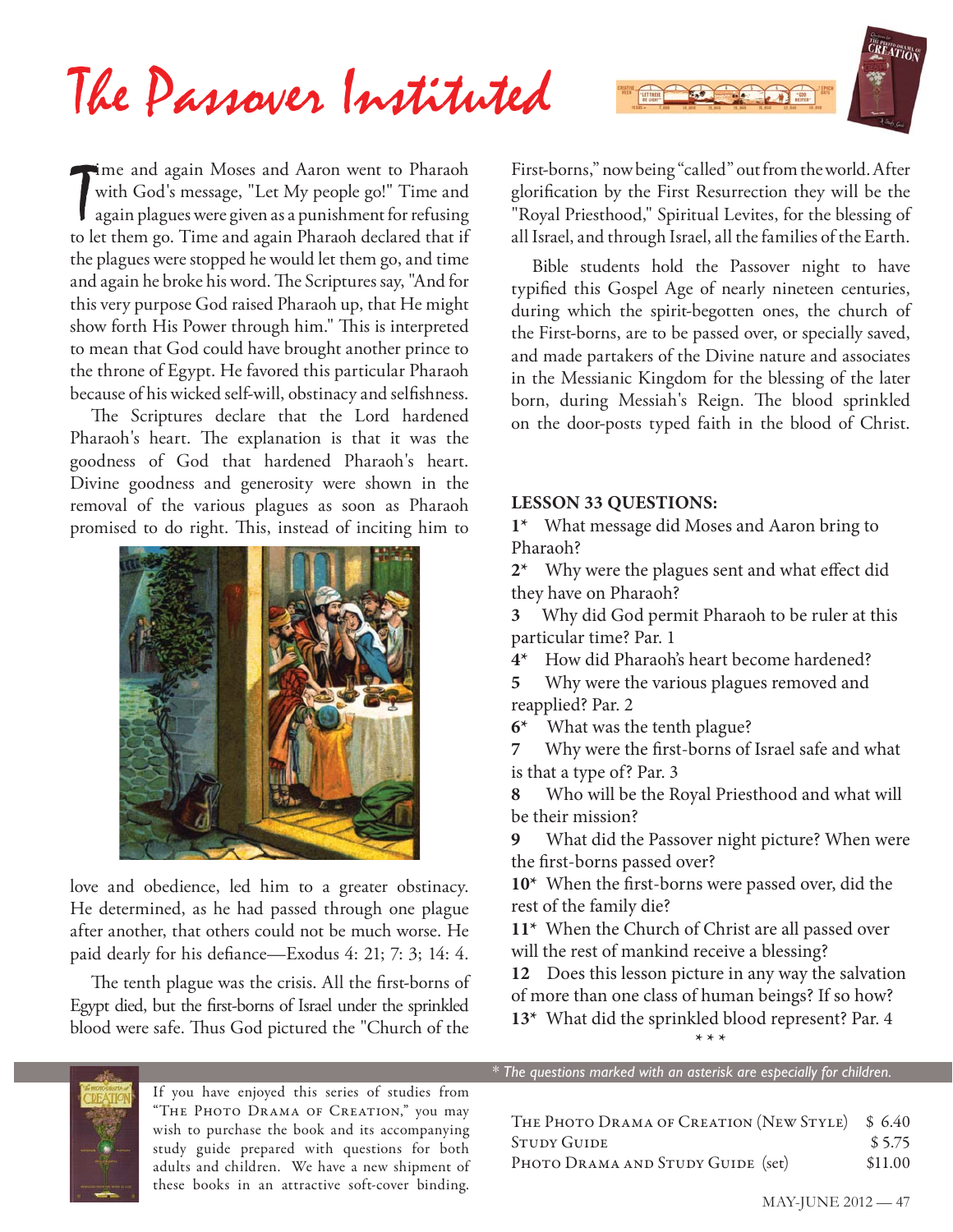# The Passover Instituted

Time and again Moses and Aaron went to Pharaoh with God's message, "Let My people go!" Time and again plagues were given as a punishment for refusing to let them go. Time and again Pharaoh declared that if the plagues were stopped he would let them go, and time and again he broke his word. The Scriptures say, "And for this very purpose God raised Pharaoh up, that He might show forth His Power through him." This is interpreted to mean that God could have brought another prince to the throne of Egypt. He favored this particular Pharaoh because of his wicked self-will, obstinacy and selfishness.

The Scriptures declare that the Lord hardened Pharaoh's heart. The explanation is that it was the goodness of God that hardened Pharaoh's heart. Divine goodness and generosity were shown in the removal of the various plagues as soon as Pharaoh promised to do right. This, instead of inciting him to love and obedience, led him to a greater obstinacy. He determined, as he had passed through one plague after another, that others could not be much worse. He paid dearly for his defiance—Exodus 4: 21; 7: 3; 14: 4.

The tenth plague was the crisis. All the first-borns of Egypt died, but the first-borns of Israel under the sprinkled blood were safe. Thus God pictured the "Church of the First-borns," now being "called" out from the world. After glorification by the First Resurrection they will be the "Royal Priesthood," Spiritual Levites, for the blessing of all Israel, and through Israel, all the families of the Earth.

Bible students hold the Passover night to have typified this Gospel Age of nearly nineteen centuries, during which the spirit-begotten ones, the church of the First-borns, are to be passed over, or specially saved, and made partakers of the Divine nature and associates in the Messianic Kingdom for the blessing of the later born, during Messiah's Reign. The blood sprinkled on the door-posts typed faith in the blood of Christ.

**LESSON 33 QUESTIONS:**

**1*** What message did Moses and Aaron bring to Pharaoh?
**2*** Why were the plagues sent and what effect did they have on Pharaoh?
**3** Why did God permit Pharaoh to be ruler at this particular time? Par. 1
**4*** How did Pharaoh's heart become hardened?
**5** Why were the various plagues removed and reapplied? Par. 2
**6*** What was the tenth plague?
**7** Why were the first-borns of Israel safe and what is that a type of? Par. 3
**8** Who will be the Royal Priesthood and what will be their mission?
**9** What did the Passover night picture? When were the first-borns passed over?
**10*** When the first-borns were passed over, did the rest of the family die?
**11*** When the Church of Christ are all passed over will the rest of mankind receive a blessing?
**12** Does this lesson picture in any way the salvation of more than one class of human beings? If so how?
**13*** What did the sprinkled blood represent? Par. 4

\* \* \*

*\* The questions marked with an asterisk are especially for children.*

If you have enjoyed this series of studies from "The Photo Drama of Creation," you may wish to purchase the book and its accompanying study guide prepared with questions for both adults and children. We have a new shipment of these books in an attractive soft-cover binding.

| | |
|---|---|
| The Photo Drama of Creation (New Style) | $ 6.40 |
| Study Guide | $ 5.75 |
| Photo Drama and Study Guide (set) | $11.00 |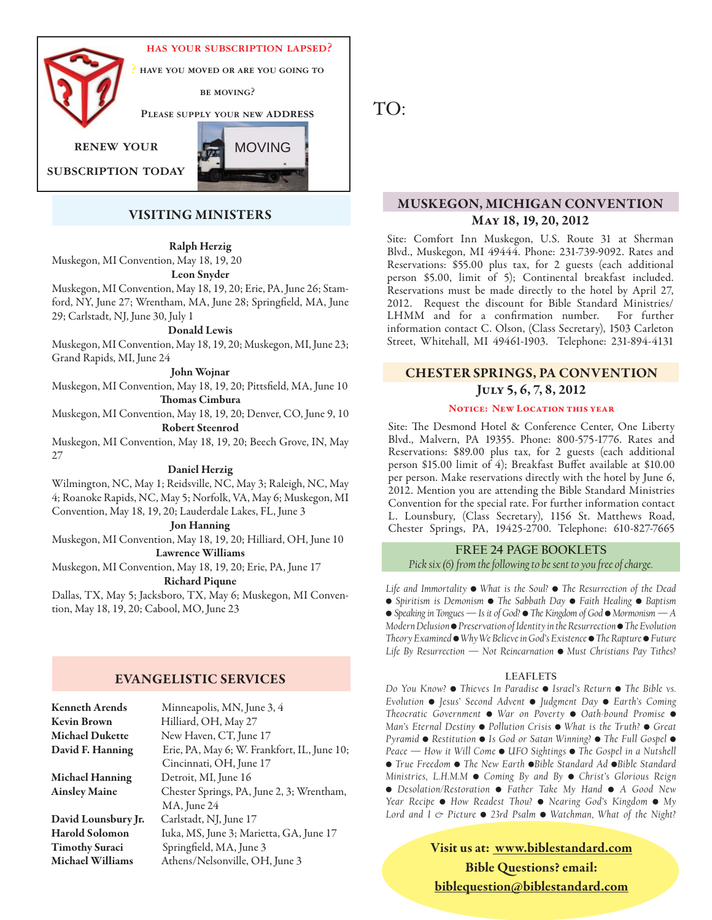HAS YOUR SUBSCRIPTION LAPSED?

? HAVE YOU MOVED OR ARE YOU GOING TO BE MOVING?

PLEASE SUPPLY YOUR NEW ADDRESS

RENEW YOUR SUBSCRIPTION TODAY

MOVING

TO:

## VISITING MINISTERS

**Ralph Herzig**
Muskegon, MI Convention, May 18, 19, 20

**Leon Snyder**
Muskegon, MI Convention, May 18, 19, 20; Erie, PA, June 26; Stamford, NY, June 27; Wrentham, MA, June 28; Springfield, MA, June 29; Carlstadt, NJ, June 30, July 1

**Donald Lewis**
Muskegon, MI Convention, May 18, 19, 20; Muskegon, MI, June 23; Grand Rapids, MI, June 24

**John Wojnar**
Muskegon, MI Convention, May 18, 19, 20; Pittsfield, MA, June 10

**Thomas Cimbura**
Muskegon, MI Convention, May 18, 19, 20; Denver, CO, June 9, 10

**Robert Steenrod**
Muskegon, MI Convention, May 18, 19, 20; Beech Grove, IN, May 27

**Daniel Herzig**
Wilmington, NC, May 1; Reidsville, NC, May 3; Raleigh, NC, May 4; Roanoke Rapids, NC, May 5; Norfolk, VA, May 6; Muskegon, MI Convention, May 18, 19, 20; Lauderdale Lakes, FL, June 3

**Jon Hanning**
Muskegon, MI Convention, May 18, 19, 20; Hilliard, OH, June 10

**Lawrence Williams**
Muskegon, MI Convention, May 18, 19, 20; Erie, PA, June 17

**Richard Piqune**
Dallas, TX, May 5; Jacksboro, TX, May 6; Muskegon, MI Convention, May 18, 19, 20; Cabool, MO, June 23

## EVANGELISTIC SERVICES

| | |
|---|---|
| **Kenneth Arends** | Minneapolis, MN, June 3, 4 |
| **Kevin Brown** | Hilliard, OH, May 27 |
| **Michael Dukette** | New Haven, CT, June 17 |
| **David F. Hanning** | Erie, PA, May 6; W. Frankfort, IL, June 10; Cincinnati, OH, June 17 |
| **Michael Hanning** | Detroit, MI, June 16 |
| **Ainsley Maine** | Chester Springs, PA, June 2, 3; Wrentham, MA, June 24 |
| **David Lounsbury Jr.** | Carlstadt, NJ, June 17 |
| **Harold Solomon** | Iuka, MS, June 3; Marietta, GA, June 17 |
| **Timothy Suraci** | Springfield, MA, June 3 |
| **Michael Williams** | Athens/Nelsonville, OH, June 3 |

## MUSKEGON, MICHIGAN CONVENTION

### May 18, 19, 20, 2012

Site: Comfort Inn Muskegon, U.S. Route 31 at Sherman Blvd., Muskegon, MI 49444. Phone: 231-739-9092. Rates and Reservations: $55.00 plus tax, for 2 guests (each additional person $5.00, limit of 5); Continental breakfast included. Reservations must be made directly to the hotel by April 27, 2012. Request the discount for Bible Standard Ministries/ LHMM and for a confirmation number. For further information contact C. Olson, (Class Secretary), 1503 Carleton Street, Whitehall, MI 49461-1903. Telephone: 231-894-4131

## CHESTER SPRINGS, PA CONVENTION

### July 5, 6, 7, 8, 2012

**Notice: New Location this year**

Site: The Desmond Hotel & Conference Center, One Liberty Blvd., Malvern, PA 19355. Phone: 800-575-1776. Rates and Reservations: $89.00 plus tax, for 2 guests (each additional person $15.00 limit of 4); Breakfast Buffet available at $10.00 per person. Make reservations directly with the hotel by June 6, 2012. Mention you are attending the Bible Standard Ministries Convention for the special rate. For further information contact L. Lounsbury, (Class Secretary), 1156 St. Matthews Road, Chester Springs, PA, 19425-2700. Telephone: 610-827-7665

## FREE 24 PAGE BOOKLETS

*Pick six (6) from the following to be sent to you free of charge.*

*Life and Immortality ● What is the Soul? ● The Resurrection of the Dead ● Spiritism is Demonism ● The Sabbath Day ● Faith Healing ● Baptism ● Speaking in Tongues — Is it of God? ● The Kingdom of God ● Mormonism — A Modern Delusion ● Preservation of Identity in the Resurrection ● The Evolution Theory Examined ● Why We Believe in God's Existence ● The Rapture ● Future Life By Resurrection — Not Reincarnation ● Must Christians Pay Tithes?*

### LEAFLETS

*Do You Know? ● Thieves In Paradise ● Israel's Return ● The Bible vs. Evolution ● Jesus' Second Advent ● Judgment Day ● Earth's Coming Theocratic Government ● War on Poverty ● Oath-bound Promise ● Man's Eternal Destiny ● Pollution Crisis ● What is the Truth? ● Great Pyramid ● Restitution ● Is God or Satan Winning? ● The Full Gospel ● Peace — How it Will Come ● UFO Sightings ● The Gospel in a Nutshell ● True Freedom ● The New Earth ●Bible Standard Ad ●Bible Standard Ministries, L.H.M.M ● Coming By and By ● Christ's Glorious Reign ● Desolation/Restoration ● Father Take My Hand ● A Good New Year Recipe ● How Readest Thou? ● Nearing God's Kingdom ● My Lord and I & Picture ● 23rd Psalm ● Watchman, What of the Night?*

**Visit us at: www.biblestandard.com**
**Bible Questions? email: biblequestion@biblestandard.com**